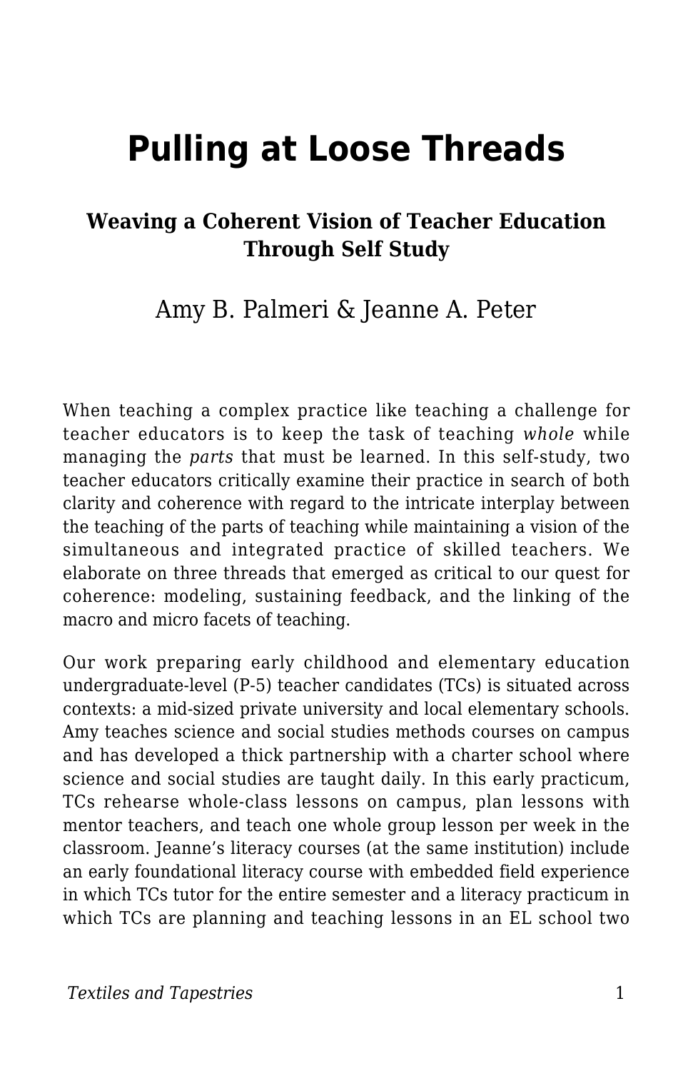# Pulling at Loose Threads

### Weaving a Coherent Vision of Teacher Education Through Self Study

Amy B. Palmeri & Jeanne A. Peter

When teaching a complex practice like teaching a challenge for teacher educators is to keep the task of teaching *whole* while managing the *parts* that must be learned. In this self-study, two teacher educators critically examine their practice in search of both clarity and coherence with regard to the intricate interplay between the teaching of the parts of teaching while maintaining a vision of the simultaneous and integrated practice of skilled teachers. We elaborate on three threads that emerged as critical to our quest for coherence: modeling, sustaining feedback, and the linking of the macro and micro facets of teaching.

Our work preparing early childhood and elementary education undergraduate-level (P-5) teacher candidates (TCs) is situated across contexts: a mid-sized private university and local elementary schools. Amy teaches science and social studies methods courses on campus and has developed a thick partnership with a charter school where science and social studies are taught daily. In this early practicum, TCs rehearse whole-class lessons on campus, plan lessons with mentor teachers, and teach one whole group lesson per week in the classroom. Jeanne's literacy courses (at the same institution) include an early foundational literacy course with embedded field experience in which TCs tutor for the entire semester and a literacy practicum in which TCs are planning and teaching lessons in an EL school two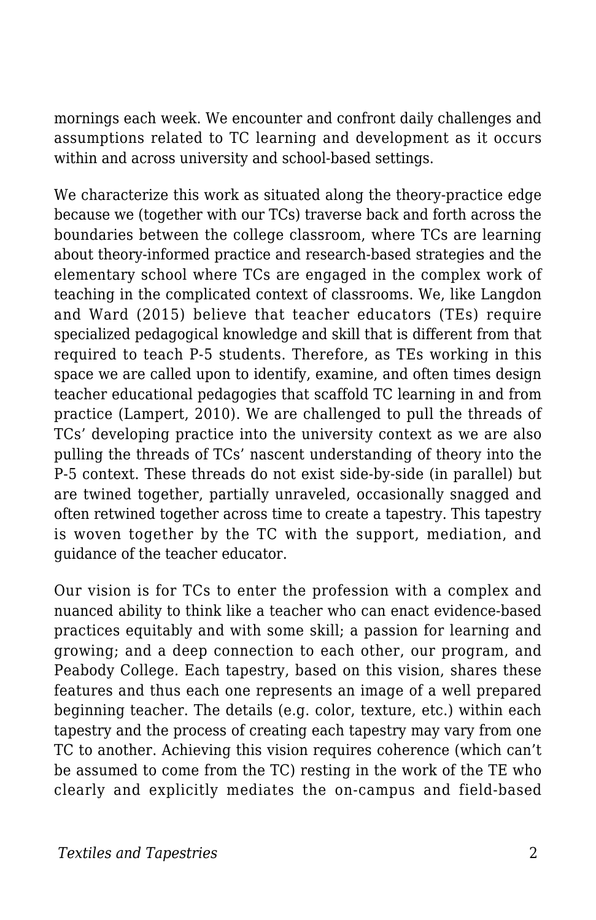mornings each week. We encounter and confront daily challenges and assumptions related to TC learning and development as it occurs within and across university and school-based settings.

We characterize this work as situated along the theory-practice edge because we (together with our TCs) traverse back and forth across the boundaries between the college classroom, where TCs are learning about theory-informed practice and research-based strategies and the elementary school where TCs are engaged in the complex work of teaching in the complicated context of classrooms. We, like Langdon and Ward (2015) believe that teacher educators (TEs) require specialized pedagogical knowledge and skill that is different from that required to teach P-5 students. Therefore, as TEs working in this space we are called upon to identify, examine, and often times design teacher educational pedagogies that scaffold TC learning in and from practice (Lampert, 2010). We are challenged to pull the threads of TCs' developing practice into the university context as we are also pulling the threads of TCs' nascent understanding of theory into the P-5 context. These threads do not exist side-by-side (in parallel) but are twined together, partially unraveled, occasionally snagged and often retwined together across time to create a tapestry. This tapestry is woven together by the TC with the support, mediation, and guidance of the teacher educator.

Our vision is for TCs to enter the profession with a complex and nuanced ability to think like a teacher who can enact evidence-based practices equitably and with some skill; a passion for learning and growing; and a deep connection to each other, our program, and Peabody College. Each tapestry, based on this vision, shares these features and thus each one represents an image of a well prepared beginning teacher. The details (e.g. color, texture, etc.) within each tapestry and the process of creating each tapestry may vary from one TC to another. Achieving this vision requires coherence (which can't be assumed to come from the TC) resting in the work of the TE who clearly and explicitly mediates the on-campus and field-based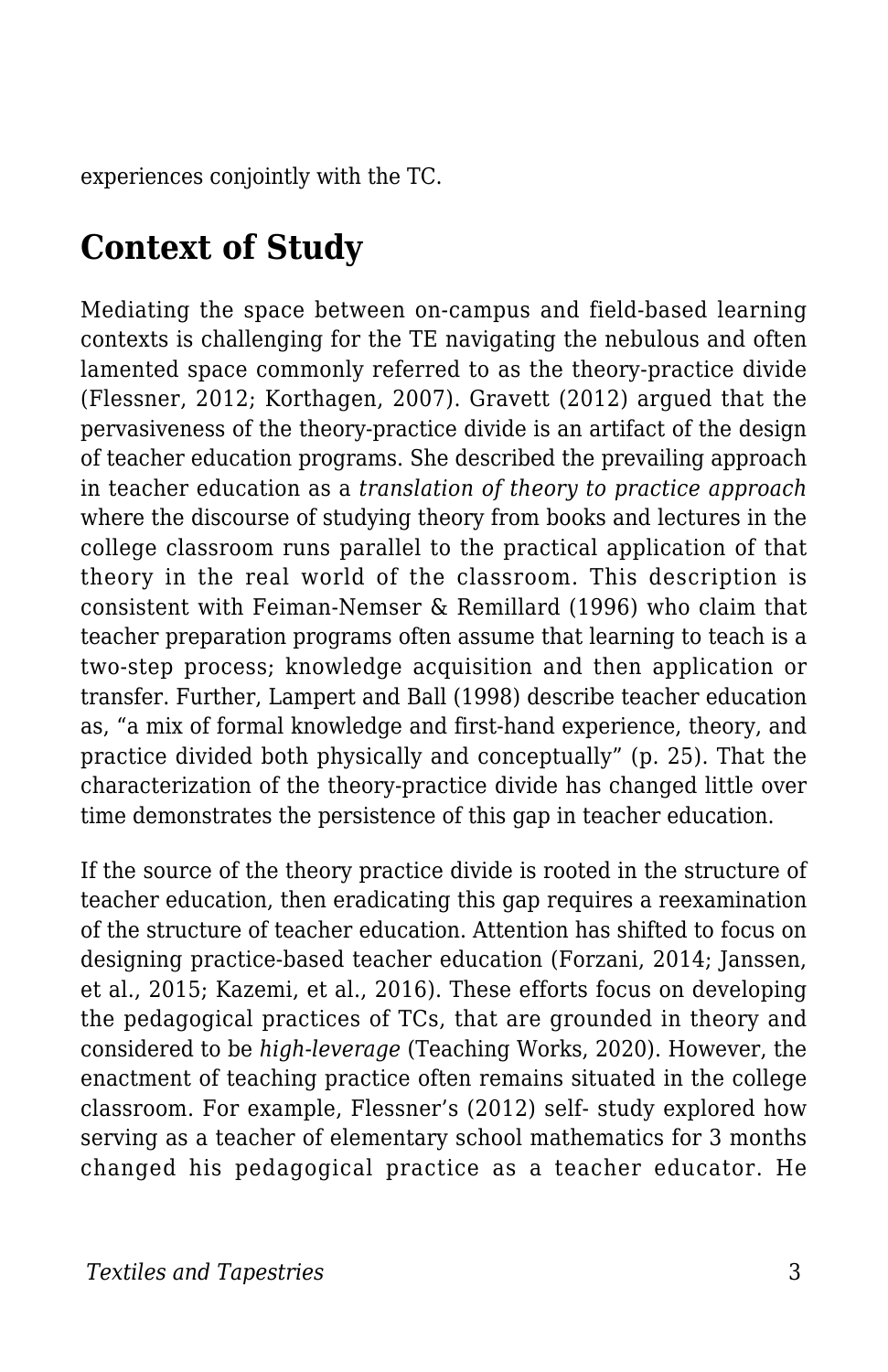experiences conjointly with the TC.

## Context of Study

Mediating the space between on-campus and field-based learning contexts is challenging for the TE navigating the nebulous and often lamented space commonly referred to as the theory-practice divide (Flessner, 2012; Korthagen, 2007). Gravett (2012) argued that the pervasiveness of the theory-practice divide is an artifact of the design of teacher education programs. She described the prevailing approach in teacher education as a *translation of theory to practice approach* where the discourse of studying theory from books and lectures in the college classroom runs parallel to the practical application of that theory in the real world of the classroom. This description is consistent with Feiman-Nemser & Remillard (1996) who claim that teacher preparation programs often assume that learning to teach is a two-step process; knowledge acquisition and then application or transfer. Further, Lampert and Ball (1998) describe teacher education as, "a mix of formal knowledge and first-hand experience, theory, and practice divided both physically and conceptually" (p. 25). That the characterization of the theory-practice divide has changed little over time demonstrates the persistence of this gap in teacher education.

If the source of the theory practice divide is rooted in the structure of teacher education, then eradicating this gap requires a reexamination of the structure of teacher education. Attention has shifted to focus on designing practice-based teacher education (Forzani, 2014; Janssen, et al., 2015; Kazemi, et al., 2016). These efforts focus on developing the pedagogical practices of TCs, that are grounded in theory and considered to be *high-leverage* (Teaching Works, 2020). However, the enactment of teaching practice often remains situated in the college classroom. For example, Flessner's (2012) self- study explored how serving as a teacher of elementary school mathematics for 3 months changed his pedagogical practice as a teacher educator. He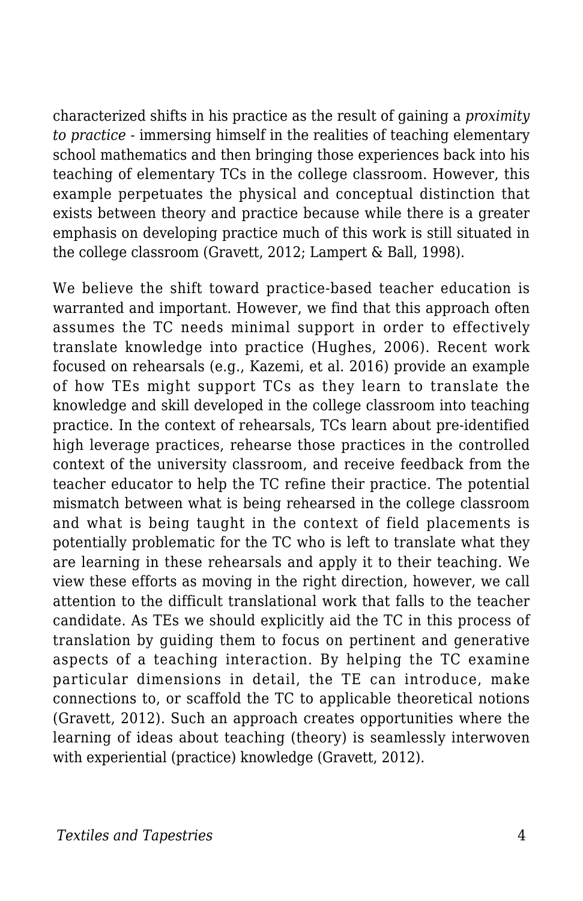characterized shifts in his practice as the result of gaining a *proximity to practice* - immersing himself in the realities of teaching elementary school mathematics and then bringing those experiences back into his teaching of elementary TCs in the college classroom. However, this example perpetuates the physical and conceptual distinction that exists between theory and practice because while there is a greater emphasis on developing practice much of this work is still situated in the college classroom (Gravett, 2012; Lampert & Ball, 1998).

We believe the shift toward practice-based teacher education is warranted and important. However, we find that this approach often assumes the TC needs minimal support in order to effectively translate knowledge into practice (Hughes, 2006). Recent work focused on rehearsals (e.g., Kazemi, et al. 2016) provide an example of how TEs might support TCs as they learn to translate the knowledge and skill developed in the college classroom into teaching practice. In the context of rehearsals, TCs learn about pre-identified high leverage practices, rehearse those practices in the controlled context of the university classroom, and receive feedback from the teacher educator to help the TC refine their practice. The potential mismatch between what is being rehearsed in the college classroom and what is being taught in the context of field placements is potentially problematic for the TC who is left to translate what they are learning in these rehearsals and apply it to their teaching. We view these efforts as moving in the right direction, however, we call attention to the difficult translational work that falls to the teacher candidate. As TEs we should explicitly aid the TC in this process of translation by guiding them to focus on pertinent and generative aspects of a teaching interaction. By helping the TC examine particular dimensions in detail, the TE can introduce, make connections to, or scaffold the TC to applicable theoretical notions (Gravett, 2012). Such an approach creates opportunities where the learning of ideas about teaching (theory) is seamlessly interwoven with experiential (practice) knowledge (Gravett, 2012).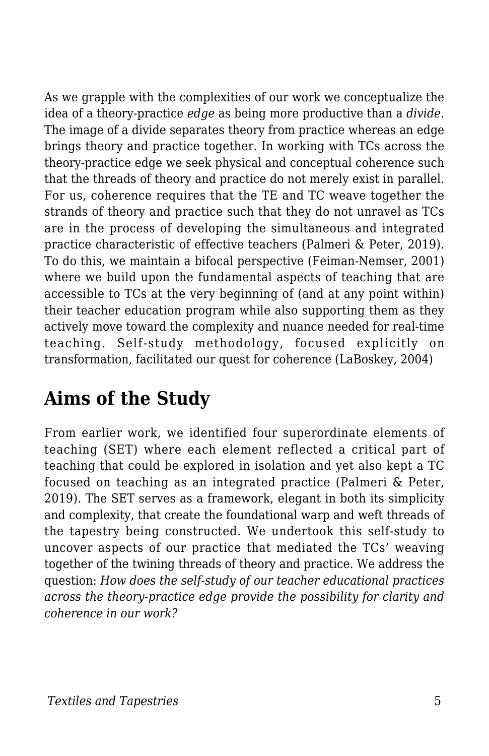As we grapple with the complexities of our work we conceptualize the idea of a theory-practice *edge* as being more productive than a *divide*. The image of a divide separates theory from practice whereas an edge brings theory and practice together. In working with TCs across the theory-practice edge we seek physical and conceptual coherence such that the threads of theory and practice do not merely exist in parallel. For us, coherence requires that the TE and TC weave together the strands of theory and practice such that they do not unravel as TCs are in the process of developing the simultaneous and integrated practice characteristic of effective teachers (Palmeri & Peter, 2019). To do this, we maintain a bifocal perspective (Feiman-Nemser, 2001) where we build upon the fundamental aspects of teaching that are accessible to TCs at the very beginning of (and at any point within) their teacher education program while also supporting them as they actively move toward the complexity and nuance needed for real-time teaching. Self-study methodology, focused explicitly on transformation, facilitated our quest for coherence (LaBoskey, 2004)

## Aims of the Study

From earlier work, we identified four superordinate elements of teaching (SET) where each element reflected a critical part of teaching that could be explored in isolation and yet also kept a TC focused on teaching as an integrated practice (Palmeri & Peter, 2019). The SET serves as a framework, elegant in both its simplicity and complexity, that create the foundational warp and weft threads of the tapestry being constructed. We undertook this self-study to uncover aspects of our practice that mediated the TCs' weaving together of the twining threads of theory and practice. We address the question: *How does the self-study of our teacher educational practices across the theory-practice edge provide the possibility for clarity and coherence in our work?*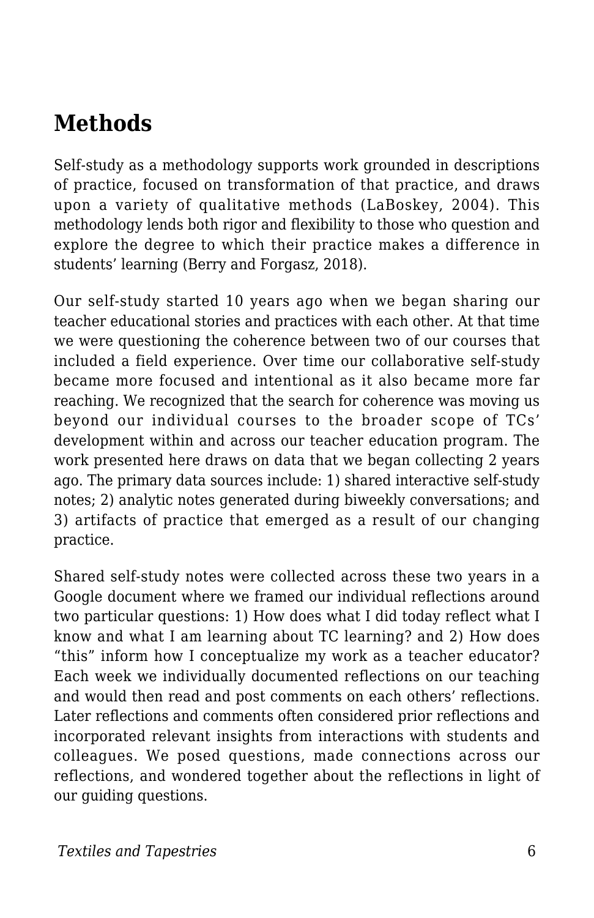## Methods

Self-study as a methodology supports work grounded in descriptions of practice, focused on transformation of that practice, and draws upon a variety of qualitative methods (LaBoskey, 2004). This methodology lends both rigor and flexibility to those who question and explore the degree to which their practice makes a difference in students' learning (Berry and Forgasz, 2018).

Our self-study started 10 years ago when we began sharing our teacher educational stories and practices with each other. At that time we were questioning the coherence between two of our courses that included a field experience. Over time our collaborative self-study became more focused and intentional as it also became more far reaching. We recognized that the search for coherence was moving us beyond our individual courses to the broader scope of TCs' development within and across our teacher education program. The work presented here draws on data that we began collecting 2 years ago. The primary data sources include: 1) shared interactive self-study notes; 2) analytic notes generated during biweekly conversations; and 3) artifacts of practice that emerged as a result of our changing practice.

Shared self-study notes were collected across these two years in a Google document where we framed our individual reflections around two particular questions: 1) How does what I did today reflect what I know and what I am learning about TC learning? and 2) How does "this" inform how I conceptualize my work as a teacher educator? Each week we individually documented reflections on our teaching and would then read and post comments on each others' reflections. Later reflections and comments often considered prior reflections and incorporated relevant insights from interactions with students and colleagues. We posed questions, made connections across our reflections, and wondered together about the reflections in light of our guiding questions.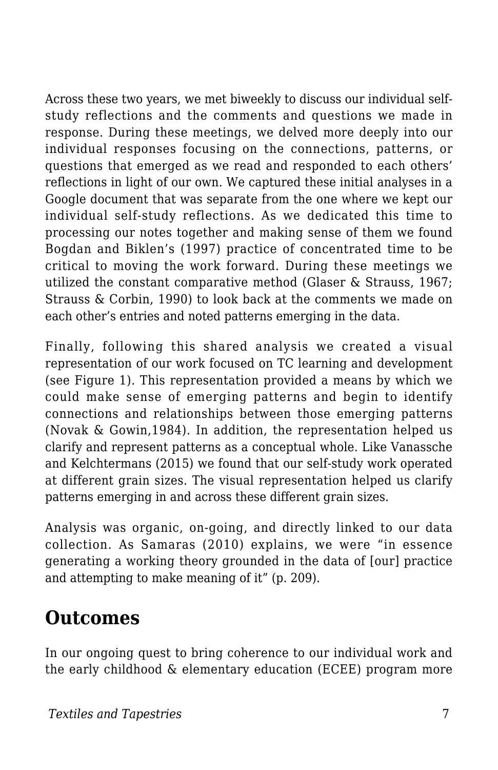Across these two years, we met biweekly to discuss our individual self-study reflections and the comments and questions we made in response. During these meetings, we delved more deeply into our individual responses focusing on the connections, patterns, or questions that emerged as we read and responded to each others' reflections in light of our own. We captured these initial analyses in a Google document that was separate from the one where we kept our individual self-study reflections. As we dedicated this time to processing our notes together and making sense of them we found Bogdan and Biklen's (1997) practice of concentrated time to be critical to moving the work forward. During these meetings we utilized the constant comparative method (Glaser & Strauss, 1967; Strauss & Corbin, 1990) to look back at the comments we made on each other's entries and noted patterns emerging in the data.

Finally, following this shared analysis we created a visual representation of our work focused on TC learning and development (see Figure 1). This representation provided a means by which we could make sense of emerging patterns and begin to identify connections and relationships between those emerging patterns (Novak & Gowin,1984). In addition, the representation helped us clarify and represent patterns as a conceptual whole. Like Vanassche and Kelchtermans (2015) we found that our self-study work operated at different grain sizes. The visual representation helped us clarify patterns emerging in and across these different grain sizes.

Analysis was organic, on-going, and directly linked to our data collection. As Samaras (2010) explains, we were "in essence generating a working theory grounded in the data of [our] practice and attempting to make meaning of it" (p. 209).

## Outcomes

In our ongoing quest to bring coherence to our individual work and the early childhood & elementary education (ECEE) program more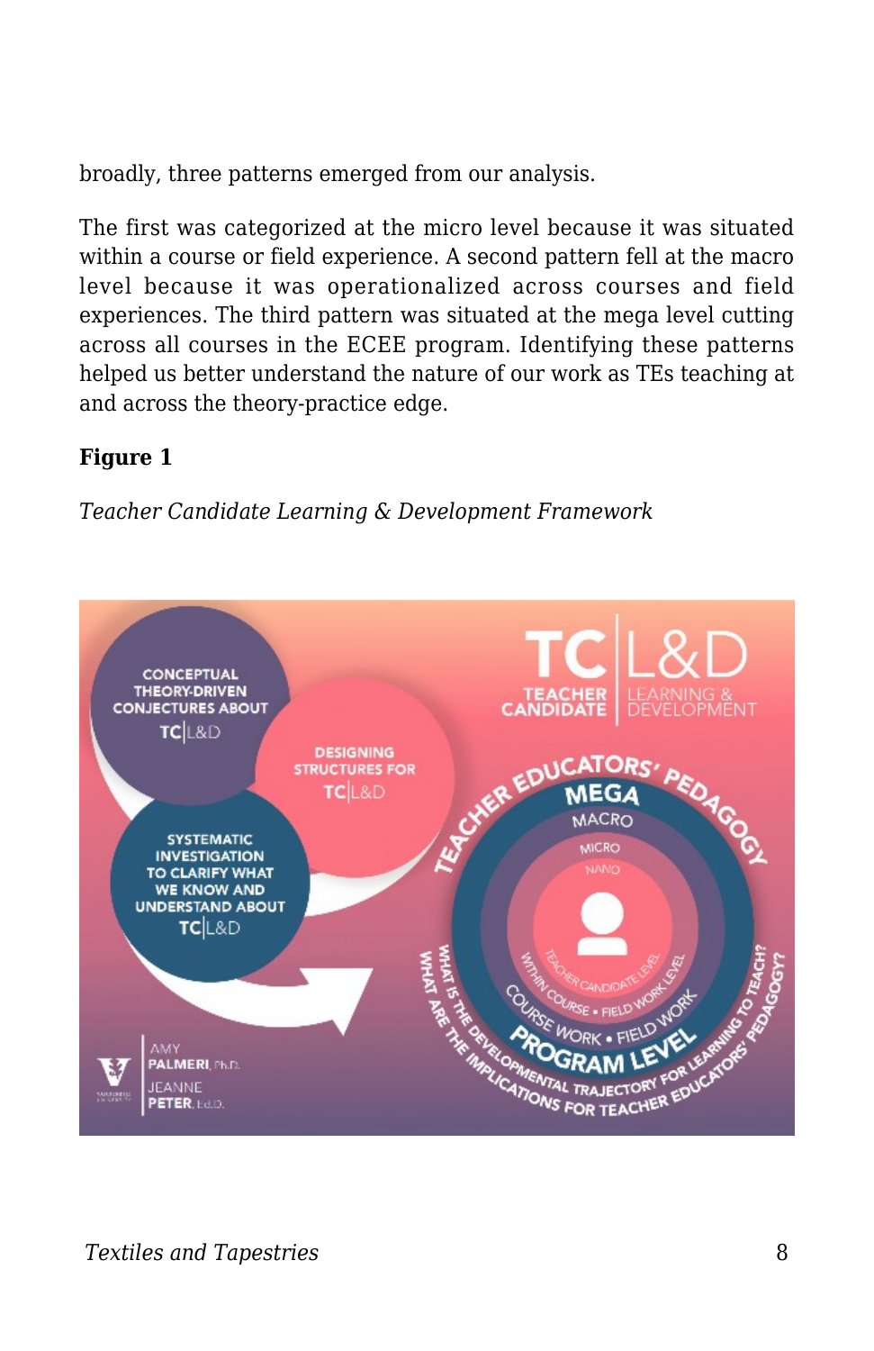broadly, three patterns emerged from our analysis.

The first was categorized at the micro level because it was situated within a course or field experience. A second pattern fell at the macro level because it was operationalized across courses and field experiences. The third pattern was situated at the mega level cutting across all courses in the ECEE program. Identifying these patterns helped us better understand the nature of our work as TEs teaching at and across the theory-practice edge.

**Figure 1**

*Teacher Candidate Learning & Development Framework*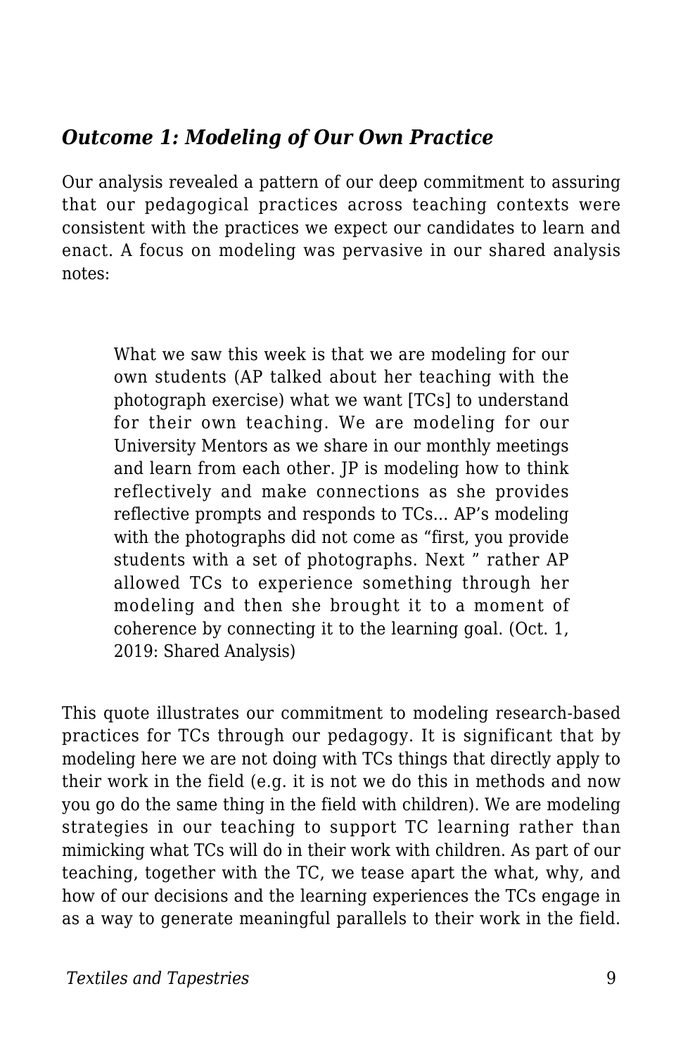### *Outcome 1: Modeling of Our Own Practice*

Our analysis revealed a pattern of our deep commitment to assuring that our pedagogical practices across teaching contexts were consistent with the practices we expect our candidates to learn and enact. A focus on modeling was pervasive in our shared analysis notes:

> What we saw this week is that we are modeling for our own students (AP talked about her teaching with the photograph exercise) what we want [TCs] to understand for their own teaching. We are modeling for our University Mentors as we share in our monthly meetings and learn from each other. JP is modeling how to think reflectively and make connections as she provides reflective prompts and responds to TCs… AP's modeling with the photographs did not come as "first, you provide students with a set of photographs. Next " rather AP allowed TCs to experience something through her modeling and then she brought it to a moment of coherence by connecting it to the learning goal. (Oct. 1, 2019: Shared Analysis)

This quote illustrates our commitment to modeling research-based practices for TCs through our pedagogy. It is significant that by modeling here we are not doing with TCs things that directly apply to their work in the field (e.g. it is not we do this in methods and now you go do the same thing in the field with children). We are modeling strategies in our teaching to support TC learning rather than mimicking what TCs will do in their work with children. As part of our teaching, together with the TC, we tease apart the what, why, and how of our decisions and the learning experiences the TCs engage in as a way to generate meaningful parallels to their work in the field.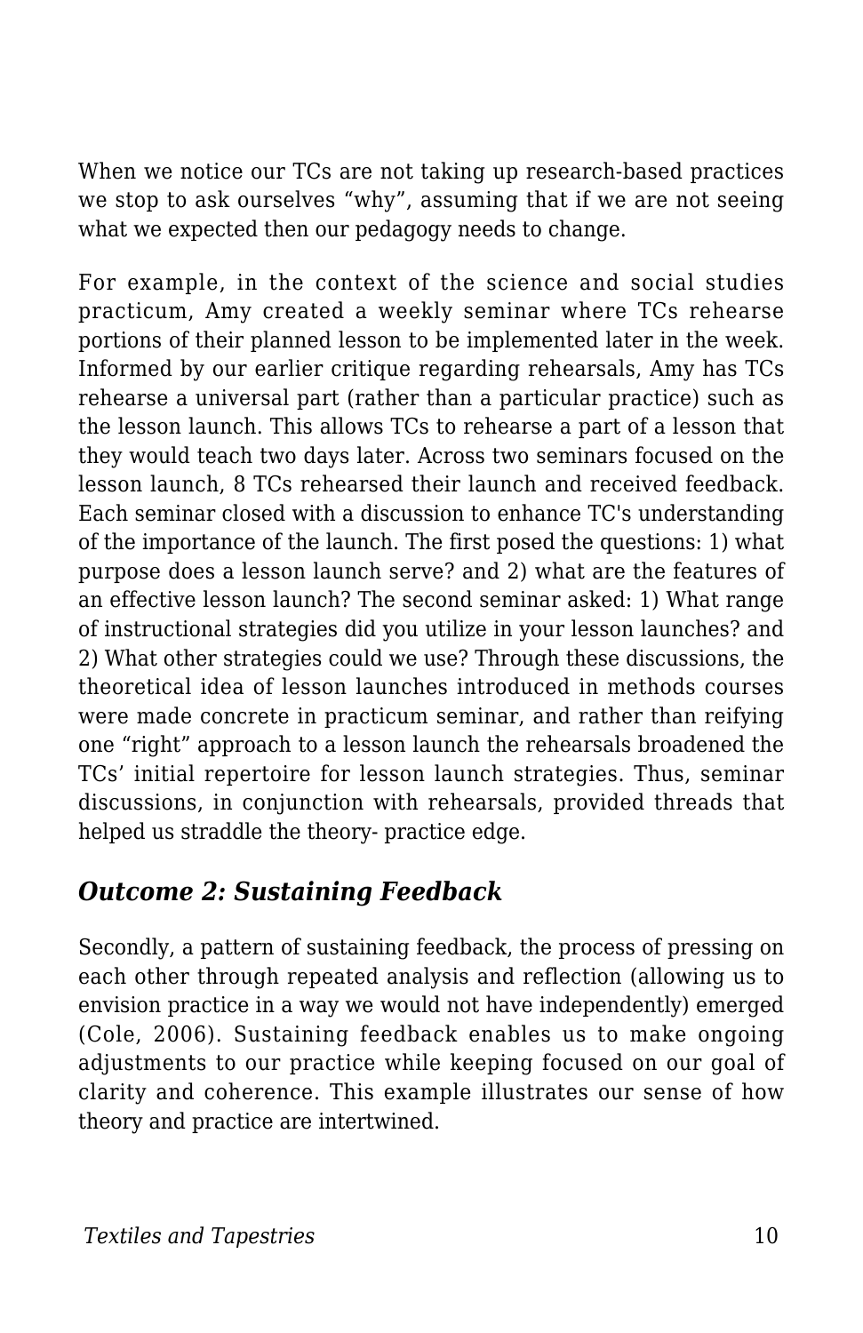When we notice our TCs are not taking up research-based practices we stop to ask ourselves “why”, assuming that if we are not seeing what we expected then our pedagogy needs to change.

For example, in the context of the science and social studies practicum, Amy created a weekly seminar where TCs rehearse portions of their planned lesson to be implemented later in the week. Informed by our earlier critique regarding rehearsals, Amy has TCs rehearse a universal part (rather than a particular practice) such as the lesson launch. This allows TCs to rehearse a part of a lesson that they would teach two days later. Across two seminars focused on the lesson launch, 8 TCs rehearsed their launch and received feedback. Each seminar closed with a discussion to enhance TC's understanding of the importance of the launch. The first posed the questions: 1) what purpose does a lesson launch serve? and 2) what are the features of an effective lesson launch? The second seminar asked: 1) What range of instructional strategies did you utilize in your lesson launches? and 2) What other strategies could we use? Through these discussions, the theoretical idea of lesson launches introduced in methods courses were made concrete in practicum seminar, and rather than reifying one “right” approach to a lesson launch the rehearsals broadened the TCs’ initial repertoire for lesson launch strategies. Thus, seminar discussions, in conjunction with rehearsals, provided threads that helped us straddle the theory- practice edge.

### *Outcome 2: Sustaining Feedback*

Secondly, a pattern of sustaining feedback, the process of pressing on each other through repeated analysis and reflection (allowing us to envision practice in a way we would not have independently) emerged (Cole, 2006). Sustaining feedback enables us to make ongoing adjustments to our practice while keeping focused on our goal of clarity and coherence. This example illustrates our sense of how theory and practice are intertwined.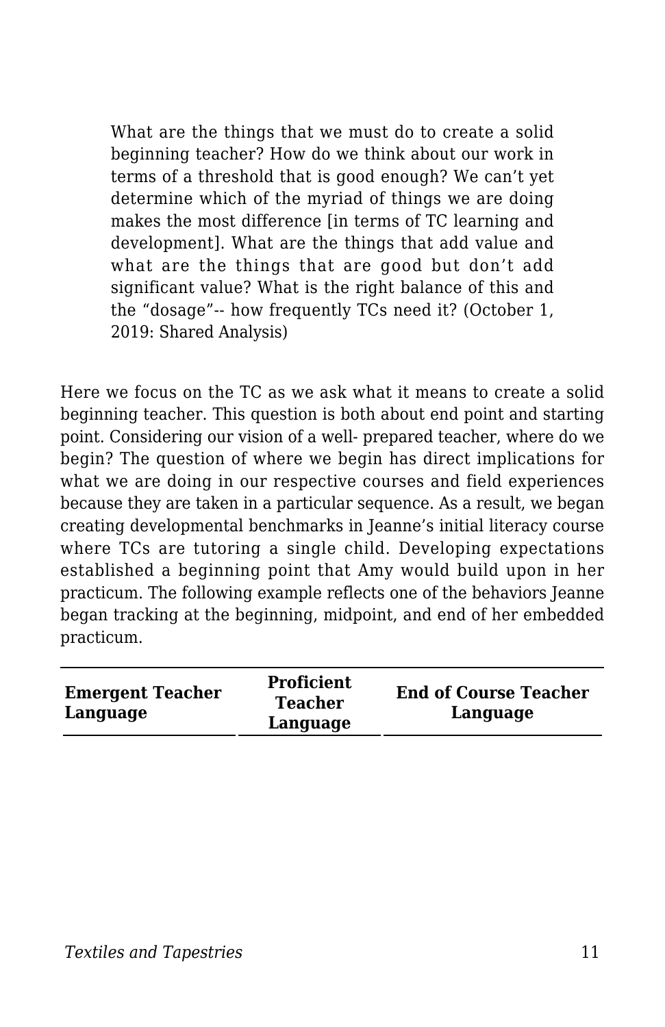> What are the things that we must do to create a solid beginning teacher? How do we think about our work in terms of a threshold that is good enough? We can't yet determine which of the myriad of things we are doing makes the most difference [in terms of TC learning and development]. What are the things that add value and what are the things that are good but don't add significant value? What is the right balance of this and the "dosage"-- how frequently TCs need it? (October 1, 2019: Shared Analysis)

Here we focus on the TC as we ask what it means to create a solid beginning teacher. This question is both about end point and starting point. Considering our vision of a well- prepared teacher, where do we begin? The question of where we begin has direct implications for what we are doing in our respective courses and field experiences because they are taken in a particular sequence. As a result, we began creating developmental benchmarks in Jeanne's initial literacy course where TCs are tutoring a single child. Developing expectations established a beginning point that Amy would build upon in her practicum. The following example reflects one of the behaviors Jeanne began tracking at the beginning, midpoint, and end of her embedded practicum.

| Emergent Teacher Language | Proficient Teacher Language | End of Course Teacher Language |
|---|---|---|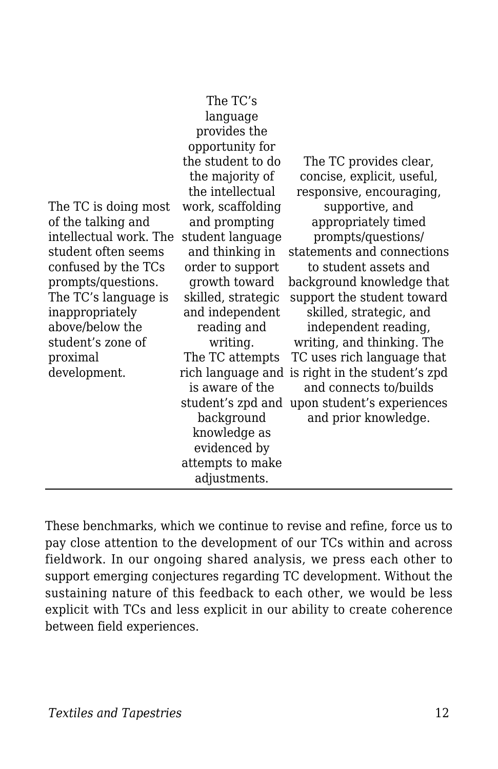| | | |
|---|---|---|
| The TC is doing most of the talking and intellectual work. The student often seems confused by the TCs prompts/questions. The TC's language is inappropriately above/below the student's zone of proximal development. | The TC's language provides the opportunity for the student to do the majority of the intellectual work, scaffolding and prompting student language and thinking in order to support growth toward skilled, strategic and independent reading and writing. The TC attempts rich language and is aware of the student's zpd and background knowledge as evidenced by attempts to make adjustments. | The TC provides clear, concise, explicit, useful, responsive, encouraging, supportive, and appropriately timed prompts/questions/ statements and connections to student assets and background knowledge that support the student toward skilled, strategic, and independent reading, writing, and thinking. The TC uses rich language that is right in the student's zpd and connects to/builds upon student's experiences and prior knowledge. |

These benchmarks, which we continue to revise and refine, force us to pay close attention to the development of our TCs within and across fieldwork. In our ongoing shared analysis, we press each other to support emerging conjectures regarding TC development. Without the sustaining nature of this feedback to each other, we would be less explicit with TCs and less explicit in our ability to create coherence between field experiences.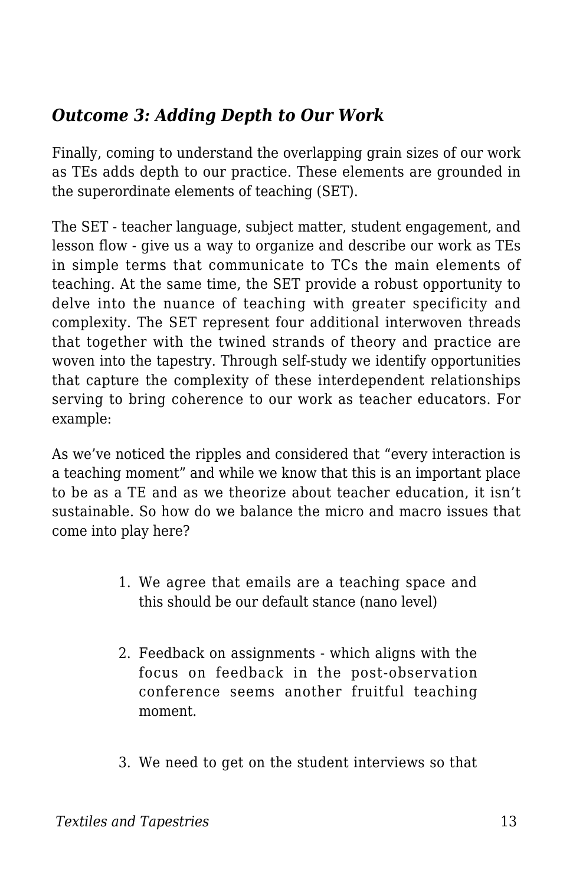### *Outcome 3: Adding Depth to Our Work*

Finally, coming to understand the overlapping grain sizes of our work as TEs adds depth to our practice. These elements are grounded in the superordinate elements of teaching (SET).

The SET - teacher language, subject matter, student engagement, and lesson flow - give us a way to organize and describe our work as TEs in simple terms that communicate to TCs the main elements of teaching. At the same time, the SET provide a robust opportunity to delve into the nuance of teaching with greater specificity and complexity. The SET represent four additional interwoven threads that together with the twined strands of theory and practice are woven into the tapestry. Through self-study we identify opportunities that capture the complexity of these interdependent relationships serving to bring coherence to our work as teacher educators. For example:

As we've noticed the ripples and considered that "every interaction is a teaching moment" and while we know that this is an important place to be as a TE and as we theorize about teacher education, it isn't sustainable. So how do we balance the micro and macro issues that come into play here?

1. We agree that emails are a teaching space and this should be our default stance (nano level)

2. Feedback on assignments - which aligns with the focus on feedback in the post-observation conference seems another fruitful teaching moment.

3. We need to get on the student interviews so that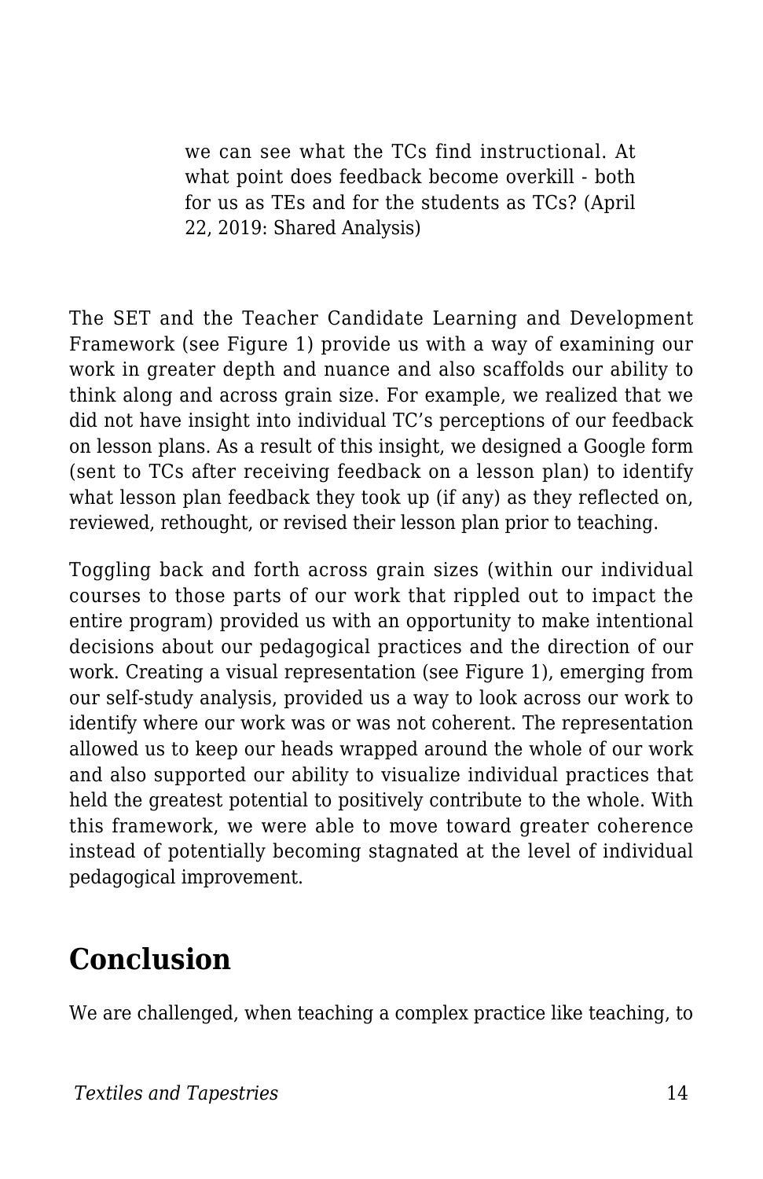> we can see what the TCs find instructional. At what point does feedback become overkill - both for us as TEs and for the students as TCs? (April 22, 2019: Shared Analysis)

The SET and the Teacher Candidate Learning and Development Framework (see Figure 1) provide us with a way of examining our work in greater depth and nuance and also scaffolds our ability to think along and across grain size. For example, we realized that we did not have insight into individual TC's perceptions of our feedback on lesson plans. As a result of this insight, we designed a Google form (sent to TCs after receiving feedback on a lesson plan) to identify what lesson plan feedback they took up (if any) as they reflected on, reviewed, rethought, or revised their lesson plan prior to teaching.

Toggling back and forth across grain sizes (within our individual courses to those parts of our work that rippled out to impact the entire program) provided us with an opportunity to make intentional decisions about our pedagogical practices and the direction of our work. Creating a visual representation (see Figure 1), emerging from our self-study analysis, provided us a way to look across our work to identify where our work was or was not coherent. The representation allowed us to keep our heads wrapped around the whole of our work and also supported our ability to visualize individual practices that held the greatest potential to positively contribute to the whole. With this framework, we were able to move toward greater coherence instead of potentially becoming stagnated at the level of individual pedagogical improvement.

## Conclusion

We are challenged, when teaching a complex practice like teaching, to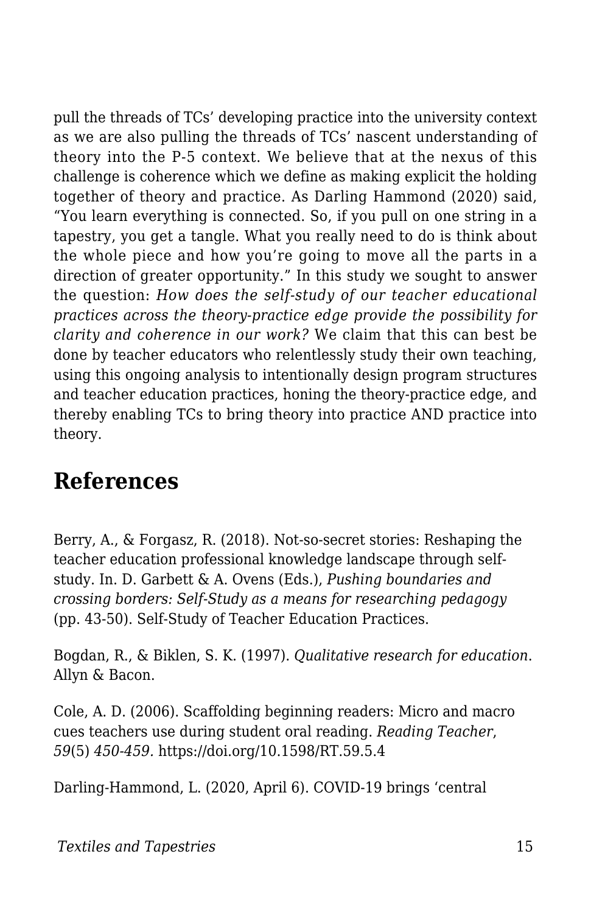pull the threads of TCs' developing practice into the university context as we are also pulling the threads of TCs' nascent understanding of theory into the P-5 context. We believe that at the nexus of this challenge is coherence which we define as making explicit the holding together of theory and practice. As Darling Hammond (2020) said, "You learn everything is connected. So, if you pull on one string in a tapestry, you get a tangle. What you really need to do is think about the whole piece and how you're going to move all the parts in a direction of greater opportunity." In this study we sought to answer the question: *How does the self-study of our teacher educational practices across the theory-practice edge provide the possibility for clarity and coherence in our work?* We claim that this can best be done by teacher educators who relentlessly study their own teaching, using this ongoing analysis to intentionally design program structures and teacher education practices, honing the theory-practice edge, and thereby enabling TCs to bring theory into practice AND practice into theory.

## References

Berry, A., & Forgasz, R. (2018). Not-so-secret stories: Reshaping the teacher education professional knowledge landscape through self-study. In. D. Garbett & A. Ovens (Eds.), *Pushing boundaries and crossing borders: Self-Study as a means for researching pedagogy* (pp. 43-50). Self-Study of Teacher Education Practices.

Bogdan, R., & Biklen, S. K. (1997). *Qualitative research for education*. Allyn & Bacon.

Cole, A. D. (2006). Scaffolding beginning readers: Micro and macro cues teachers use during student oral reading. *Reading Teacher*, *59*(5) *450-459.* https://doi.org/10.1598/RT.59.5.4

Darling-Hammond, L. (2020, April 6). COVID-19 brings 'central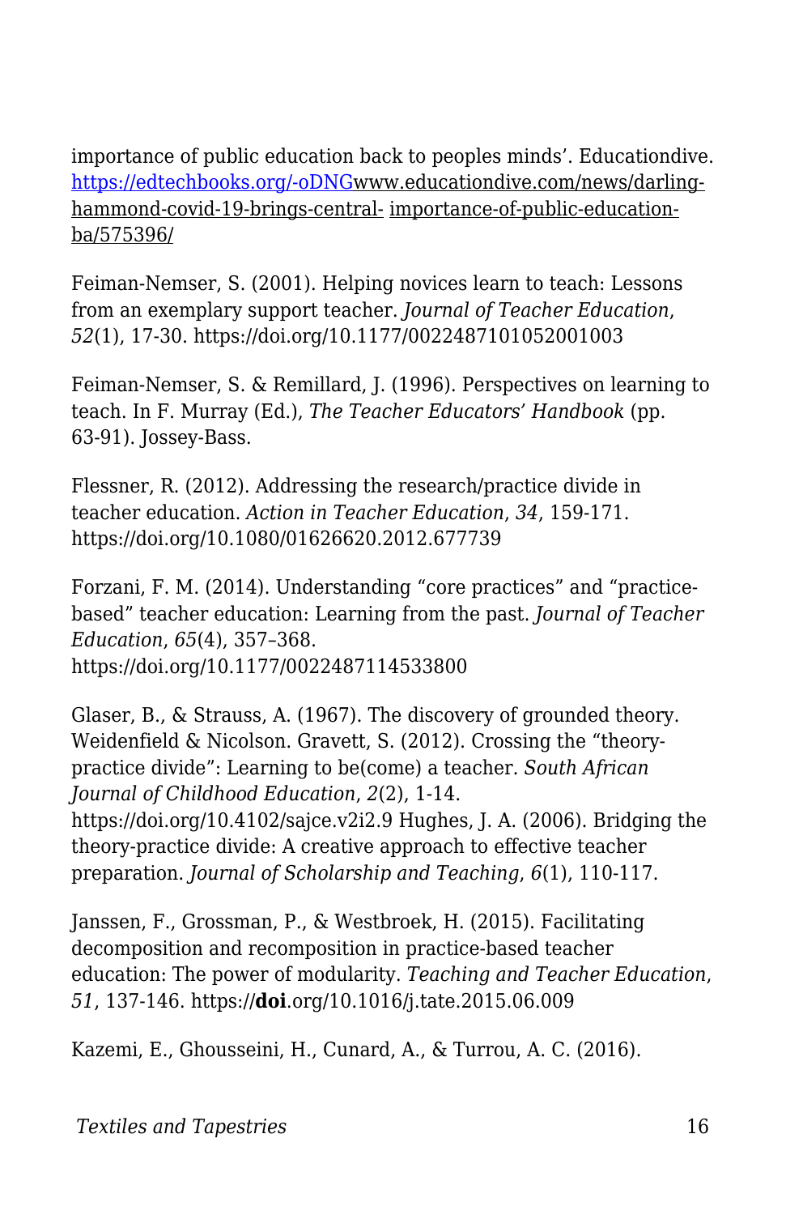importance of public education back to peoples minds’. Educationdive. [https://edtechbooks.org/-oDNG](https://edtechbooks.org/-oDNG)[www.educationdive.com/news/darling-hammond-covid-19-brings-central- importance-of-public-education-ba/575396/](www.educationdive.com/news/darling-hammond-covid-19-brings-central-importance-of-public-education-ba/575396/)

Feiman-Nemser, S. (2001). Helping novices learn to teach: Lessons from an exemplary support teacher. *Journal of Teacher Education*, *52*(1), 17-30. https://doi.org/10.1177/0022487101052001003

Feiman-Nemser, S. & Remillard, J. (1996). Perspectives on learning to teach. In F. Murray (Ed.), *The Teacher Educators’ Handbook* (pp. 63-91). Jossey-Bass.

Flessner, R. (2012). Addressing the research/practice divide in teacher education. *Action in Teacher Education*, *34*, 159-171. https://doi.org/10.1080/01626620.2012.677739

Forzani, F. M. (2014). Understanding “core practices” and “practice-based” teacher education: Learning from the past. *Journal of Teacher Education*, *65*(4), 357–368. https://doi.org/10.1177/0022487114533800

Glaser, B., & Strauss, A. (1967). The discovery of grounded theory. Weidenfield & Nicolson. Gravett, S. (2012). Crossing the “theory-practice divide”: Learning to be(come) a teacher. *South African Journal of Childhood Education*, *2*(2), 1-14. https://doi.org/10.4102/sajce.v2i2.9 Hughes, J. A. (2006). Bridging the theory-practice divide: A creative approach to effective teacher preparation. *Journal of Scholarship and Teaching*, *6*(1), 110-117.

Janssen, F., Grossman, P., & Westbroek, H. (2015). Facilitating decomposition and recomposition in practice-based teacher education: The power of modularity. *Teaching and Teacher Education*, *51*, 137-146. https://**doi**.org/10.1016/j.tate.2015.06.009

Kazemi, E., Ghousseini, H., Cunard, A., & Turrou, A. C. (2016).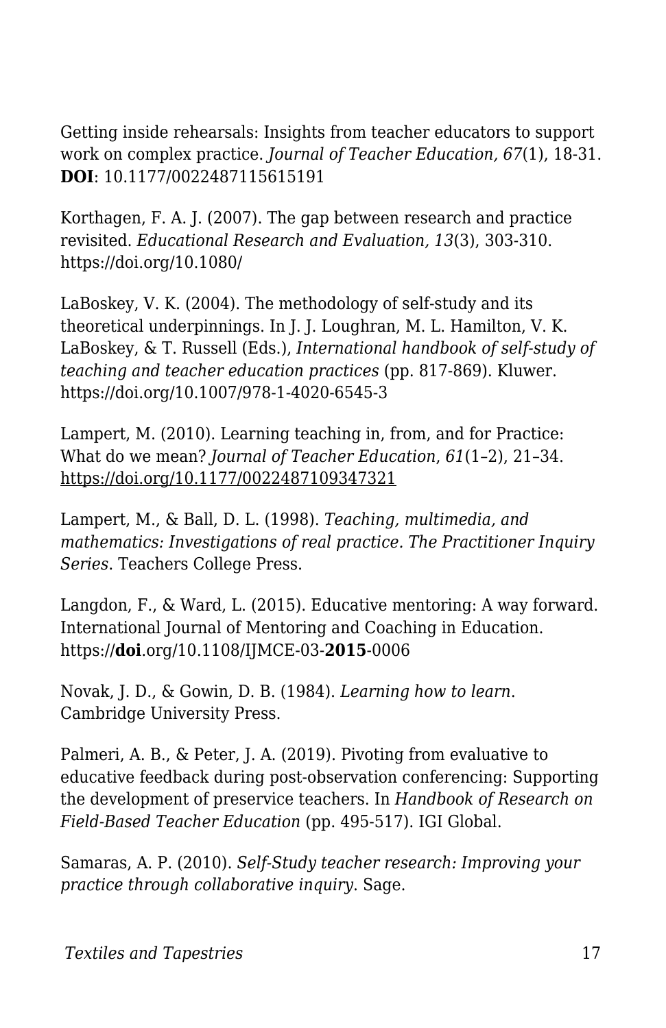Getting inside rehearsals: Insights from teacher educators to support work on complex practice. *Journal of Teacher Education, 67*(1), 18-31. **DOI**: 10.1177/0022487115615191

Korthagen, F. A. J. (2007). The gap between research and practice revisited. *Educational Research and Evaluation, 13*(3), 303-310. https://doi.org/10.1080/

LaBoskey, V. K. (2004). The methodology of self-study and its theoretical underpinnings. In J. J. Loughran, M. L. Hamilton, V. K. LaBoskey, & T. Russell (Eds.), *International handbook of self-study of teaching and teacher education practices* (pp. 817-869). Kluwer. https://doi.org/10.1007/978-1-4020-6545-3

Lampert, M. (2010). Learning teaching in, from, and for Practice: What do we mean? *Journal of Teacher Education*, *61*(1–2), 21–34. https://doi.org/10.1177/0022487109347321

Lampert, M., & Ball, D. L. (1998). *Teaching, multimedia, and mathematics: Investigations of real practice. The Practitioner Inquiry Series*. Teachers College Press.

Langdon, F., & Ward, L. (2015). Educative mentoring: A way forward. International Journal of Mentoring and Coaching in Education. https://**doi**.org/10.1108/IJMCE-03-**2015**-0006

Novak, J. D., & Gowin, D. B. (1984). *Learning how to learn*. Cambridge University Press.

Palmeri, A. B., & Peter, J. A. (2019). Pivoting from evaluative to educative feedback during post-observation conferencing: Supporting the development of preservice teachers. In *Handbook of Research on Field-Based Teacher Education* (pp. 495-517). IGI Global.

Samaras, A. P. (2010). *Self-Study teacher research: Improving your practice through collaborative inquiry.* Sage.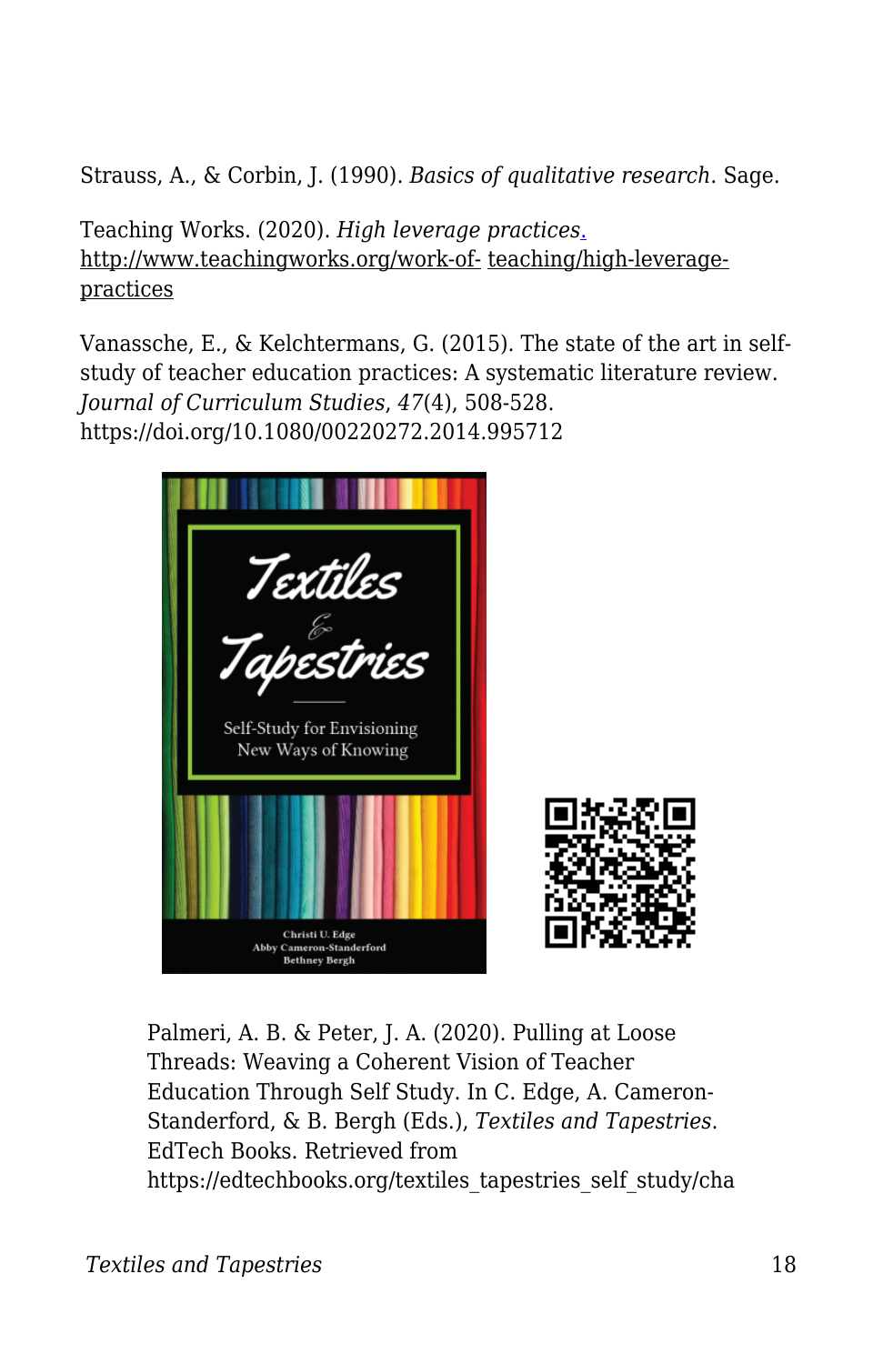Strauss, A., & Corbin, J. (1990). *Basics of qualitative research*. Sage.

Teaching Works. (2020). *High leverage practices*. http://www.teachingworks.org/work-of- teaching/high-leverage-practices

Vanassche, E., & Kelchtermans, G. (2015). The state of the art in self-study of teacher education practices: A systematic literature review. *Journal of Curriculum Studies*, *47*(4), 508-528. https://doi.org/10.1080/00220272.2014.995712

Palmeri, A. B. & Peter, J. A. (2020). Pulling at Loose Threads: Weaving a Coherent Vision of Teacher Education Through Self Study. In C. Edge, A. Cameron-Standerford, & B. Bergh (Eds.), *Textiles and Tapestries*. EdTech Books. Retrieved from https://edtechbooks.org/textiles_tapestries_self_study/cha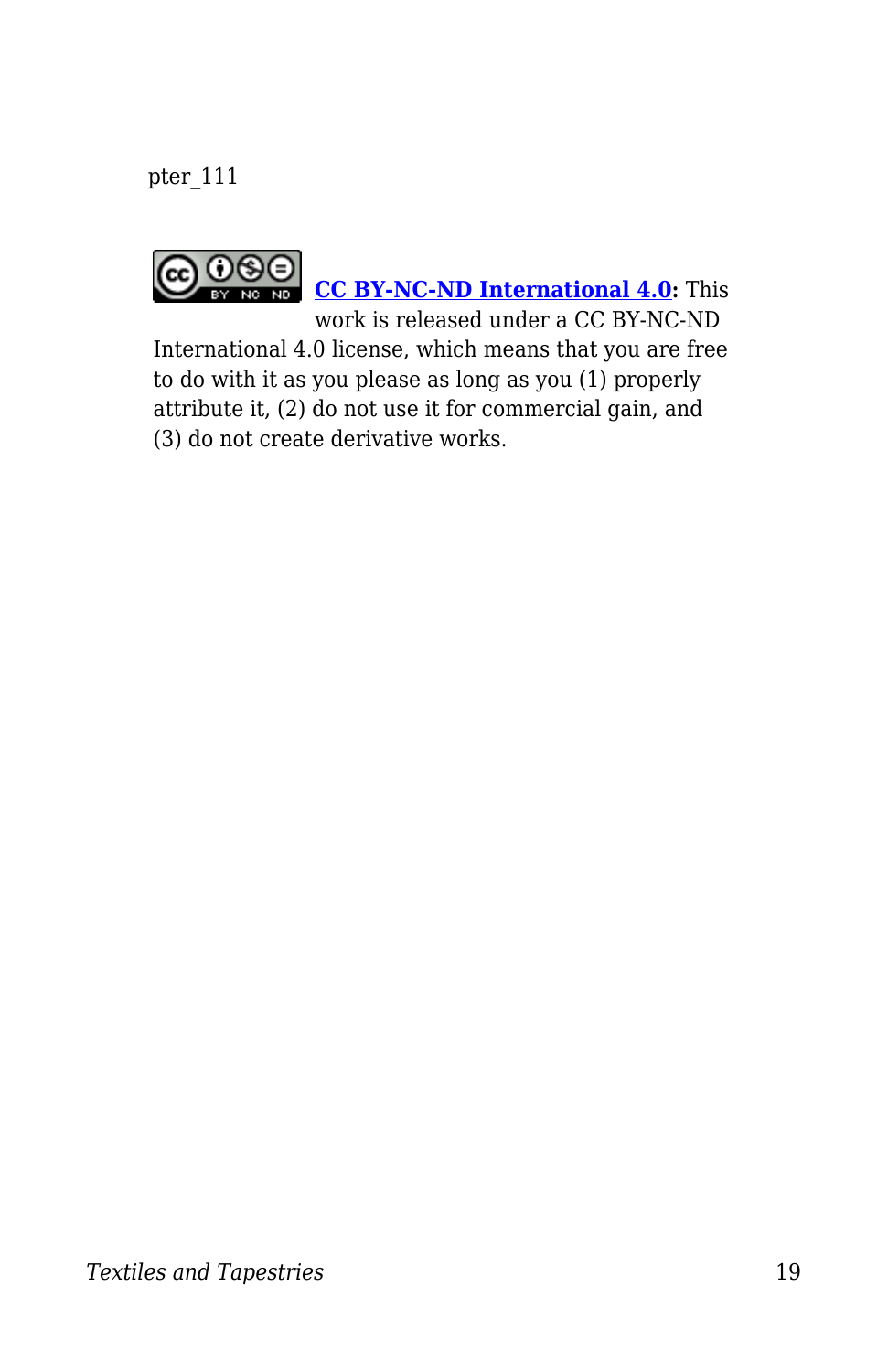pter_111

**[CC BY-NC-ND International 4.0](https://creativecommons.org/licenses/by-nc-nd/4.0/):** This work is released under a CC BY-NC-ND International 4.0 license, which means that you are free to do with it as you please as long as you (1) properly attribute it, (2) do not use it for commercial gain, and (3) do not create derivative works.